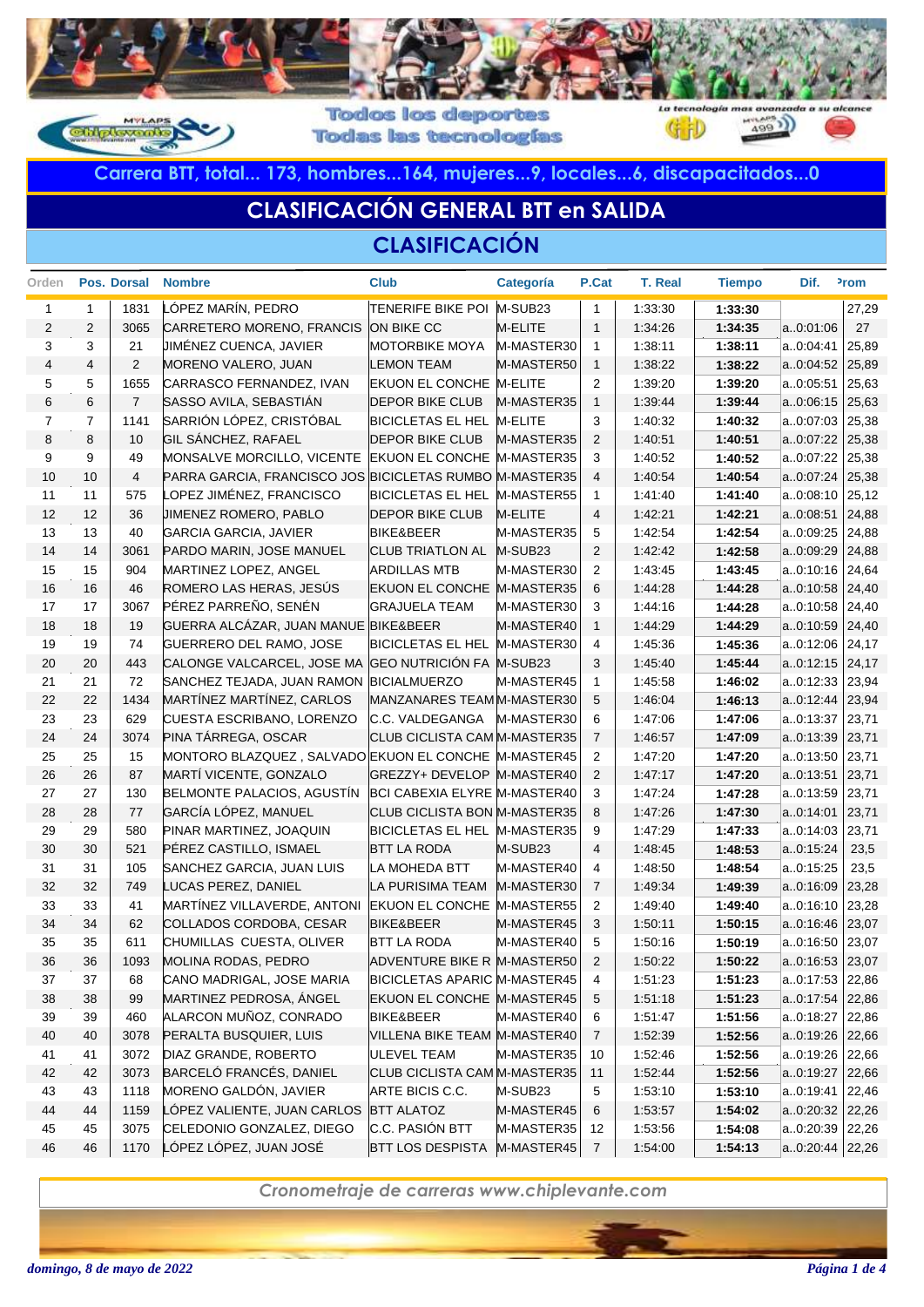Todos los deportes
Todas las tecnologías

La tecnología mas avanzada a su alcance

**Carrera BTT, total... 173, hombres...164, mujeres...9, locales...6, discapacitados...0**

## CLASIFICACIÓN GENERAL BTT en SALIDA

## CLASIFICACIÓN

| Orden | Pos. | Dorsal | Nombre | Club | Categoría | P.Cat | T. Real | Tiempo | Dif. | Prom |
|---|---|---|---|---|---|---|---|---|---|---|
| 1 | 1 | 1831 | LÓPEZ MARÍN, PEDRO | TENERIFE BIKE POI | M-SUB23 | 1 | 1:33:30 | **1:33:30** | | 27,29 |
| 2 | 2 | 3065 | CARRETERO MORENO, FRANCIS | ON BIKE CC | M-ELITE | 1 | 1:34:26 | **1:34:35** | a..0:01:06 | 27 |
| 3 | 3 | 21 | JIMÉNEZ CUENCA, JAVIER | MOTORBIKE MOYA | M-MASTER30 | 1 | 1:38:11 | **1:38:11** | a..0:04:41 | 25,89 |
| 4 | 4 | 2 | MORENO VALERO, JUAN | LEMON TEAM | M-MASTER50 | 1 | 1:38:22 | **1:38:22** | a..0:04:52 | 25,89 |
| 5 | 5 | 1655 | CARRASCO FERNANDEZ, IVAN | EKUON EL CONCHE | M-ELITE | 2 | 1:39:20 | **1:39:20** | a..0:05:51 | 25,63 |
| 6 | 6 | 7 | SASSO AVILA, SEBASTIÁN | DEPOR BIKE CLUB | M-MASTER35 | 1 | 1:39:44 | **1:39:44** | a..0:06:15 | 25,63 |
| 7 | 7 | 1141 | SARRIÓN LÓPEZ, CRISTÓBAL | BICICLETAS EL HEL | M-ELITE | 3 | 1:40:32 | **1:40:32** | a..0:07:03 | 25,38 |
| 8 | 8 | 10 | GIL SÁNCHEZ, RAFAEL | DEPOR BIKE CLUB | M-MASTER35 | 2 | 1:40:51 | **1:40:51** | a..0:07:22 | 25,38 |
| 9 | 9 | 49 | MONSALVE MORCILLO, VICENTE | EKUON EL CONCHE | M-MASTER35 | 3 | 1:40:52 | **1:40:52** | a..0:07:22 | 25,38 |
| 10 | 10 | 4 | PARRA GARCIA, FRANCISCO JOS | BICICLETAS RUMBO | M-MASTER35 | 4 | 1:40:54 | **1:40:54** | a..0:07:24 | 25,38 |
| 11 | 11 | 575 | LOPEZ JIMÉNEZ, FRANCISCO | BICICLETAS EL HEL | M-MASTER55 | 1 | 1:41:40 | **1:41:40** | a..0:08:10 | 25,12 |
| 12 | 12 | 36 | JIMENEZ ROMERO, PABLO | DEPOR BIKE CLUB | M-ELITE | 4 | 1:42:21 | **1:42:21** | a..0:08:51 | 24,88 |
| 13 | 13 | 40 | GARCIA GARCIA, JAVIER | BIKE&BEER | M-MASTER35 | 5 | 1:42:54 | **1:42:54** | a..0:09:25 | 24,88 |
| 14 | 14 | 3061 | PARDO MARIN, JOSE MANUEL | CLUB TRIATLON AL | M-SUB23 | 2 | 1:42:42 | **1:42:58** | a..0:09:29 | 24,88 |
| 15 | 15 | 904 | MARTINEZ LOPEZ, ANGEL | ARDILLAS MTB | M-MASTER30 | 2 | 1:43:45 | **1:43:45** | a..0:10:16 | 24,64 |
| 16 | 16 | 46 | ROMERO LAS HERAS, JESÚS | EKUON EL CONCHE | M-MASTER35 | 6 | 1:44:28 | **1:44:28** | a..0:10:58 | 24,40 |
| 17 | 17 | 3067 | PÉREZ PARREÑO, SENÉN | GRAJUELA TEAM | M-MASTER30 | 3 | 1:44:16 | **1:44:28** | a..0:10:58 | 24,40 |
| 18 | 18 | 19 | GUERRA ALCÁZAR, JUAN MANUE | BIKE&BEER | M-MASTER40 | 1 | 1:44:29 | **1:44:29** | a..0:10:59 | 24,40 |
| 19 | 19 | 74 | GUERRERO DEL RAMO, JOSE | BICICLETAS EL HEL | M-MASTER30 | 4 | 1:45:36 | **1:45:36** | a..0:12:06 | 24,17 |
| 20 | 20 | 443 | CALONGE VALCARCEL, JOSE MA | GEO NUTRICIÓN FA | M-SUB23 | 3 | 1:45:40 | **1:45:44** | a..0:12:15 | 24,17 |
| 21 | 21 | 72 | SANCHEZ TEJADA, JUAN RAMON | BICIALMUERZO | M-MASTER45 | 1 | 1:45:58 | **1:46:02** | a..0:12:33 | 23,94 |
| 22 | 22 | 1434 | MARTÍNEZ MARTÍNEZ, CARLOS | MANZANARES TEAM | M-MASTER30 | 5 | 1:46:04 | **1:46:13** | a..0:12:44 | 23,94 |
| 23 | 23 | 629 | CUESTA ESCRIBANO, LORENZO | C.C. VALDEGANGA | M-MASTER30 | 6 | 1:47:06 | **1:47:06** | a..0:13:37 | 23,71 |
| 24 | 24 | 3074 | PINA TÁRREGA, OSCAR | CLUB CICLISTA CAM | M-MASTER35 | 7 | 1:46:57 | **1:47:09** | a..0:13:39 | 23,71 |
| 25 | 25 | 15 | MONTORO BLAZQUEZ , SALVADO | EKUON EL CONCHE | M-MASTER45 | 2 | 1:47:20 | **1:47:20** | a..0:13:50 | 23,71 |
| 26 | 26 | 87 | MARTÍ VICENTE, GONZALO | GREZZY+ DEVELOP | M-MASTER40 | 2 | 1:47:17 | **1:47:20** | a..0:13:51 | 23,71 |
| 27 | 27 | 130 | BELMONTE PALACIOS, AGUSTÍN | BCI CABEXIA ELYRE | M-MASTER40 | 3 | 1:47:24 | **1:47:28** | a..0:13:59 | 23,71 |
| 28 | 28 | 77 | GARCÍA LÓPEZ, MANUEL | CLUB CICLISTA BON | M-MASTER35 | 8 | 1:47:26 | **1:47:30** | a..0:14:01 | 23,71 |
| 29 | 29 | 580 | PINAR MARTINEZ, JOAQUIN | BICICLETAS EL HEL | M-MASTER35 | 9 | 1:47:29 | **1:47:33** | a..0:14:03 | 23,71 |
| 30 | 30 | 521 | PÉREZ CASTILLO, ISMAEL | BTT LA RODA | M-SUB23 | 4 | 1:48:45 | **1:48:53** | a..0:15:24 | 23,5 |
| 31 | 31 | 105 | SANCHEZ GARCIA, JUAN LUIS | LA MOHEDA BTT | M-MASTER40 | 4 | 1:48:50 | **1:48:54** | a..0:15:25 | 23,5 |
| 32 | 32 | 749 | LUCAS PEREZ, DANIEL | LA PURISIMA TEAM | M-MASTER30 | 7 | 1:49:34 | **1:49:39** | a..0:16:09 | 23,28 |
| 33 | 33 | 41 | MARTÍNEZ VILLAVERDE, ANTONI | EKUON EL CONCHE | M-MASTER55 | 2 | 1:49:40 | **1:49:40** | a..0:16:10 | 23,28 |
| 34 | 34 | 62 | COLLADOS CORDOBA, CESAR | BIKE&BEER | M-MASTER45 | 3 | 1:50:11 | **1:50:15** | a..0:16:46 | 23,07 |
| 35 | 35 | 611 | CHUMILLAS CUESTA, OLIVER | BTT LA RODA | M-MASTER40 | 5 | 1:50:16 | **1:50:19** | a..0:16:50 | 23,07 |
| 36 | 36 | 1093 | MOLINA RODAS, PEDRO | ADVENTURE BIKE R | M-MASTER50 | 2 | 1:50:22 | **1:50:22** | a..0:16:53 | 23,07 |
| 37 | 37 | 68 | CANO MADRIGAL, JOSE MARIA | BICICLETAS APARIC | M-MASTER45 | 4 | 1:51:23 | **1:51:23** | a..0:17:53 | 22,86 |
| 38 | 38 | 99 | MARTINEZ PEDROSA, ÁNGEL | EKUON EL CONCHE | M-MASTER45 | 5 | 1:51:18 | **1:51:23** | a..0:17:54 | 22,86 |
| 39 | 39 | 460 | ALARCON MUÑOZ, CONRADO | BIKE&BEER | M-MASTER40 | 6 | 1:51:47 | **1:51:56** | a..0:18:27 | 22,86 |
| 40 | 40 | 3078 | PERALTA BUSQUIER, LUIS | VILLENA BIKE TEAM | M-MASTER40 | 7 | 1:52:39 | **1:52:56** | a..0:19:26 | 22,66 |
| 41 | 41 | 3072 | DIAZ GRANDE, ROBERTO | ULEVEL TEAM | M-MASTER35 | 10 | 1:52:46 | **1:52:56** | a..0:19:26 | 22,66 |
| 42 | 42 | 3073 | BARCELÓ FRANCÉS, DANIEL | CLUB CICLISTA CAM | M-MASTER35 | 11 | 1:52:44 | **1:52:56** | a..0:19:27 | 22,66 |
| 43 | 43 | 1118 | MORENO GALDÓN, JAVIER | ARTE BICIS C.C. | M-SUB23 | 5 | 1:53:10 | **1:53:10** | a..0:19:41 | 22,46 |
| 44 | 44 | 1159 | LÓPEZ VALIENTE, JUAN CARLOS | BTT ALATOZ | M-MASTER45 | 6 | 1:53:57 | **1:54:02** | a..0:20:32 | 22,26 |
| 45 | 45 | 3075 | CELEDONIO GONZALEZ, DIEGO | C.C. PASIÓN BTT | M-MASTER35 | 12 | 1:53:56 | **1:54:08** | a..0:20:39 | 22,26 |
| 46 | 46 | 1170 | LÓPEZ LÓPEZ, JUAN JOSÉ | BTT LOS DESPISTA | M-MASTER45 | 7 | 1:54:00 | **1:54:13** | a..0:20:44 | 22,26 |

*Cronometraje de carreras www.chiplevante.com*

*domingo, 8 de mayo de 2022*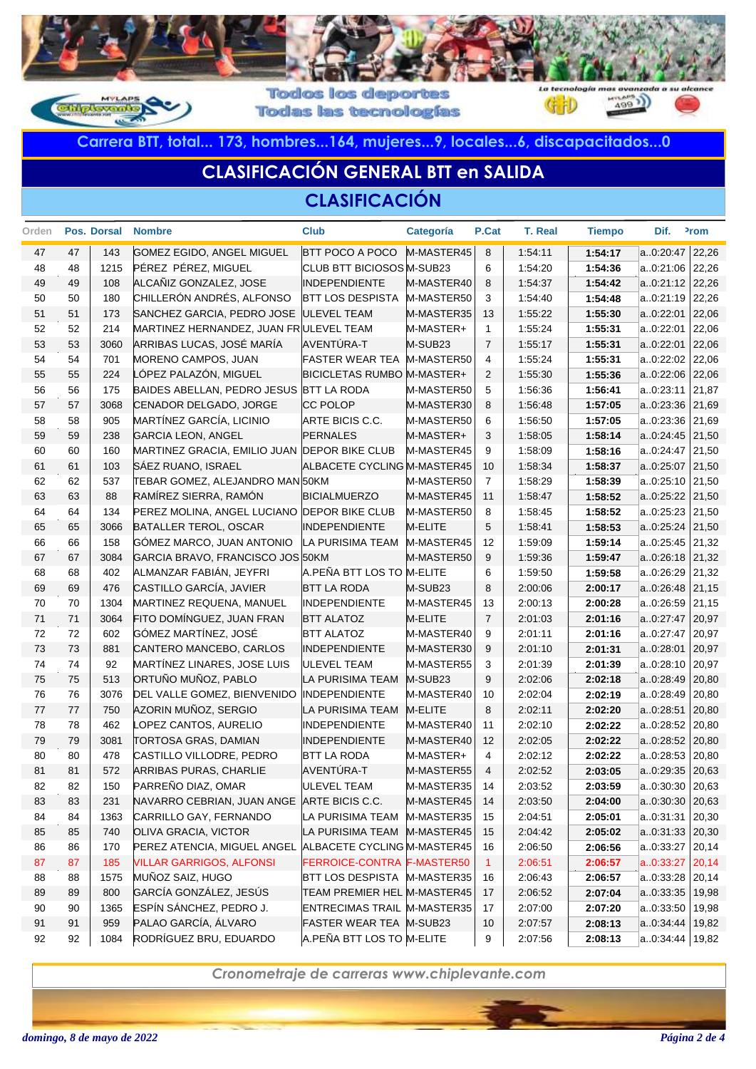Todos los deportes
Todas las tecnologías

La tecnología mas avanzada a su alcance

**Carrera BTT, total... 173, hombres...164, mujeres...9, locales...6, discapacitados...0**

## CLASIFICACIÓN GENERAL BTT en SALIDA

## CLASIFICACIÓN

| Orden | Pos. | Dorsal | Nombre | Club | Categoría | P.Cat | T. Real | Tiempo | Dif. | Prom |
|---|---|---|---|---|---|---|---|---|---|---|
| 47 | 47 | 143 | GOMEZ EGIDO, ANGEL MIGUEL | BTT POCO A POCO | M-MASTER45 | 8 | 1:54:11 | **1:54:17** | a..0:20:47 | 22,26 |
| 48 | 48 | 1215 | PÉREZ PÉREZ, MIGUEL | CLUB BTT BICIOSOS | M-SUB23 | 6 | 1:54:20 | **1:54:36** | a..0:21:06 | 22,26 |
| 49 | 49 | 108 | ALCAÑIZ GONZALEZ, JOSE | INDEPENDIENTE | M-MASTER40 | 8 | 1:54:37 | **1:54:42** | a..0:21:12 | 22,26 |
| 50 | 50 | 180 | CHILLERÓN ANDRÉS, ALFONSO | BTT LOS DESPISTA | M-MASTER50 | 3 | 1:54:40 | **1:54:48** | a..0:21:19 | 22,26 |
| 51 | 51 | 173 | SANCHEZ GARCIA, PEDRO JOSE | ULEVEL TEAM | M-MASTER35 | 13 | 1:55:22 | **1:55:30** | a..0:22:01 | 22,06 |
| 52 | 52 | 214 | MARTINEZ HERNANDEZ, JUAN FR | ULEVEL TEAM | M-MASTER+ | 1 | 1:55:24 | **1:55:31** | a..0:22:01 | 22,06 |
| 53 | 53 | 3060 | ARRIBAS LUCAS, JOSÉ MARÍA | AVENTÚRA-T | M-SUB23 | 7 | 1:55:17 | **1:55:31** | a..0:22:01 | 22,06 |
| 54 | 54 | 701 | MORENO CAMPOS, JUAN | FASTER WEAR TEA | M-MASTER50 | 4 | 1:55:24 | **1:55:31** | a..0:22:02 | 22,06 |
| 55 | 55 | 224 | LÓPEZ PALAZÓN, MIGUEL | BICICLETAS RUMBO | M-MASTER+ | 2 | 1:55:30 | **1:55:36** | a..0:22:06 | 22,06 |
| 56 | 56 | 175 | BAIDES ABELLAN, PEDRO JESUS | BTT LA RODA | M-MASTER50 | 5 | 1:56:36 | **1:56:41** | a..0:23:11 | 21,87 |
| 57 | 57 | 3068 | CENADOR DELGADO, JORGE | CC POLOP | M-MASTER30 | 8 | 1:56:48 | **1:57:05** | a..0:23:36 | 21,69 |
| 58 | 58 | 905 | MARTÍNEZ GARCÍA, LICINIO | ARTE BICIS C.C. | M-MASTER50 | 6 | 1:56:50 | **1:57:05** | a..0:23:36 | 21,69 |
| 59 | 59 | 238 | GARCIA LEON, ANGEL | PERNALES | M-MASTER+ | 3 | 1:58:05 | **1:58:14** | a..0:24:45 | 21,50 |
| 60 | 60 | 160 | MARTINEZ GRACIA, EMILIO JUAN | DEPOR BIKE CLUB | M-MASTER45 | 9 | 1:58:09 | **1:58:16** | a..0:24:47 | 21,50 |
| 61 | 61 | 103 | SÁEZ RUANO, ISRAEL | ALBACETE CYCLING | M-MASTER45 | 10 | 1:58:34 | **1:58:37** | a..0:25:07 | 21,50 |
| 62 | 62 | 537 | TEBAR GOMEZ, ALEJANDRO MAN | 50KM | M-MASTER50 | 7 | 1:58:29 | **1:58:39** | a..0:25:10 | 21,50 |
| 63 | 63 | 88 | RAMÍREZ SIERRA, RAMÓN | BICIALMUERZO | M-MASTER45 | 11 | 1:58:47 | **1:58:52** | a..0:25:22 | 21,50 |
| 64 | 64 | 134 | PEREZ MOLINA, ANGEL LUCIANO | DEPOR BIKE CLUB | M-MASTER50 | 8 | 1:58:45 | **1:58:52** | a..0:25:23 | 21,50 |
| 65 | 65 | 3066 | BATALLER TEROL, OSCAR | INDEPENDIENTE | M-ELITE | 5 | 1:58:41 | **1:58:53** | a..0:25:24 | 21,50 |
| 66 | 66 | 158 | GÓMEZ MARCO, JUAN ANTONIO | LA PURISIMA TEAM | M-MASTER45 | 12 | 1:59:09 | **1:59:14** | a..0:25:45 | 21,32 |
| 67 | 67 | 3084 | GARCIA BRAVO, FRANCISCO JOS | 50KM | M-MASTER50 | 9 | 1:59:36 | **1:59:47** | a..0:26:18 | 21,32 |
| 68 | 68 | 402 | ALMANZAR FABIÁN, JEYFRI | A.PEÑA BTT LOS TO | M-ELITE | 6 | 1:59:50 | **1:59:58** | a..0:26:29 | 21,32 |
| 69 | 69 | 476 | CASTILLO GARCÍA, JAVIER | BTT LA RODA | M-SUB23 | 8 | 2:00:06 | **2:00:17** | a..0:26:48 | 21,15 |
| 70 | 70 | 1304 | MARTINEZ REQUENA, MANUEL | INDEPENDIENTE | M-MASTER45 | 13 | 2:00:13 | **2:00:28** | a..0:26:59 | 21,15 |
| 71 | 71 | 3064 | FITO DOMÍNGUEZ, JUAN FRAN | BTT ALATOZ | M-ELITE | 7 | 2:01:03 | **2:01:16** | a..0:27:47 | 20,97 |
| 72 | 72 | 602 | GÓMEZ MARTÍNEZ, JOSÉ | BTT ALATOZ | M-MASTER40 | 9 | 2:01:11 | **2:01:16** | a..0:27:47 | 20,97 |
| 73 | 73 | 881 | CANTERO MANCEBO, CARLOS | INDEPENDIENTE | M-MASTER30 | 9 | 2:01:10 | **2:01:31** | a..0:28:01 | 20,97 |
| 74 | 74 | 92 | MARTÍNEZ LINARES, JOSE LUIS | ULEVEL TEAM | M-MASTER55 | 3 | 2:01:39 | **2:01:39** | a..0:28:10 | 20,97 |
| 75 | 75 | 513 | ORTUÑO MUÑOZ, PABLO | LA PURISIMA TEAM | M-SUB23 | 9 | 2:02:06 | **2:02:18** | a..0:28:49 | 20,80 |
| 76 | 76 | 3076 | DEL VALLE GOMEZ, BIENVENIDO | INDEPENDIENTE | M-MASTER40 | 10 | 2:02:04 | **2:02:19** | a..0:28:49 | 20,80 |
| 77 | 77 | 750 | AZORIN MUÑOZ, SERGIO | LA PURISIMA TEAM | M-ELITE | 8 | 2:02:11 | **2:02:20** | a..0:28:51 | 20,80 |
| 78 | 78 | 462 | LOPEZ CANTOS, AURELIO | INDEPENDIENTE | M-MASTER40 | 11 | 2:02:10 | **2:02:22** | a..0:28:52 | 20,80 |
| 79 | 79 | 3081 | TORTOSA GRAS, DAMIAN | INDEPENDIENTE | M-MASTER40 | 12 | 2:02:05 | **2:02:22** | a..0:28:52 | 20,80 |
| 80 | 80 | 478 | CASTILLO VILLODRE, PEDRO | BTT LA RODA | M-MASTER+ | 4 | 2:02:12 | **2:02:22** | a..0:28:53 | 20,80 |
| 81 | 81 | 572 | ARRIBAS PURAS, CHARLIE | AVENTÚRA-T | M-MASTER55 | 4 | 2:02:52 | **2:03:05** | a..0:29:35 | 20,63 |
| 82 | 82 | 150 | PARREÑO DIAZ, OMAR | ULEVEL TEAM | M-MASTER35 | 14 | 2:03:52 | **2:03:59** | a..0:30:30 | 20,63 |
| 83 | 83 | 231 | NAVARRO CEBRIAN, JUAN ANGE | ARTE BICIS C.C. | M-MASTER45 | 14 | 2:03:50 | **2:04:00** | a..0:30:30 | 20,63 |
| 84 | 84 | 1363 | CARRILLO GAY, FERNANDO | LA PURISIMA TEAM | M-MASTER35 | 15 | 2:04:51 | **2:05:01** | a..0:31:31 | 20,30 |
| 85 | 85 | 740 | OLIVA GRACIA, VICTOR | LA PURISIMA TEAM | M-MASTER45 | 15 | 2:04:42 | **2:05:02** | a..0:31:33 | 20,30 |
| 86 | 86 | 170 | PEREZ ATENCIA, MIGUEL ANGEL | ALBACETE CYCLING | M-MASTER45 | 16 | 2:06:50 | **2:06:56** | a..0:33:27 | 20,14 |
| 87 | 87 | 185 | VILLAR GARRIGOS, ALFONSI | FERROICE-CONTRA | F-MASTER50 | 1 | 2:06:51 | **2:06:57** | a..0:33:27 | 20,14 |
| 88 | 88 | 1575 | MUÑOZ SAIZ, HUGO | BTT LOS DESPISTA | M-MASTER35 | 16 | 2:06:43 | **2:06:57** | a..0:33:28 | 20,14 |
| 89 | 89 | 800 | GARCÍA GONZÁLEZ, JESÚS | TEAM PREMIER HEL | M-MASTER45 | 17 | 2:06:52 | **2:07:04** | a..0:33:35 | 19,98 |
| 90 | 90 | 1365 | ESPÍN SÁNCHEZ, PEDRO J. | ENTRECIMAS TRAIL | M-MASTER35 | 17 | 2:07:00 | **2:07:20** | a..0:33:50 | 19,98 |
| 91 | 91 | 959 | PALAO GARCÍA, ÁLVARO | FASTER WEAR TEA | M-SUB23 | 10 | 2:07:57 | **2:08:13** | a..0:34:44 | 19,82 |
| 92 | 92 | 1084 | RODRÍGUEZ BRU, EDUARDO | A.PEÑA BTT LOS TO | M-ELITE | 9 | 2:07:56 | **2:08:13** | a..0:34:44 | 19,82 |

*Cronometraje de carreras www.chiplevante.com*

*domingo, 8 de mayo de 2022*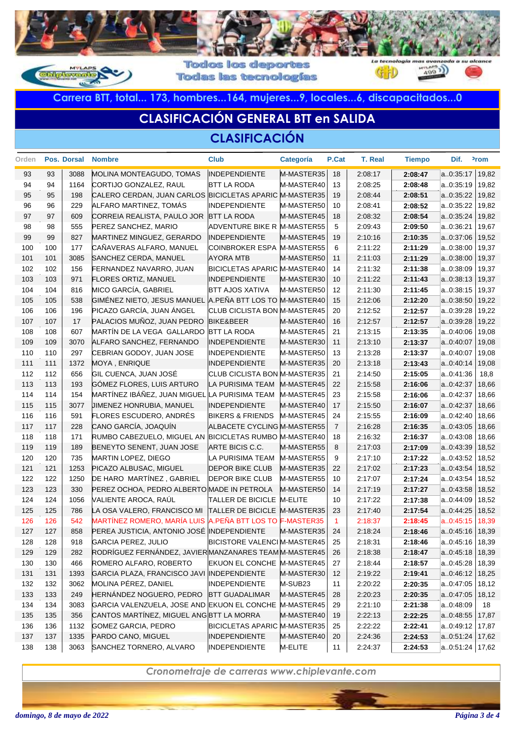Todos los deportes
Todas las tecnologías

La tecnología mas avanzada a su alcance

**Carrera BTT, total... 173, hombres...164, mujeres...9, locales...6, discapacitados...0**

# CLASIFICACIÓN GENERAL BTT en SALIDA

## CLASIFICACIÓN

| Orden | Pos. | Dorsal | Nombre | Club | Categoría | P.Cat | T. Real | Tiempo | Dif. | Prom |
|---|---|---|---|---|---|---|---|---|---|---|
| 93 | 93 | 3088 | MOLINA MONTEAGUDO, TOMAS | INDEPENDIENTE | M-MASTER35 | 18 | 2:08:17 | **2:08:47** | a..0:35:17 | 19,82 |
| 94 | 94 | 1164 | CORTIJO GONZALEZ, RAUL | BTT LA RODA | M-MASTER40 | 13 | 2:08:25 | **2:08:48** | a..0:35:19 | 19,82 |
| 95 | 95 | 198 | CALERO CERDAN, JUAN CARLOS | BICICLETAS APARIC | M-MASTER35 | 19 | 2:08:44 | **2:08:51** | a..0:35:22 | 19,82 |
| 96 | 96 | 229 | ALFARO MARTINEZ, TOMÁS | INDEPENDIENTE | M-MASTER50 | 10 | 2:08:41 | **2:08:52** | a..0:35:22 | 19,82 |
| 97 | 97 | 609 | CORREIA REALISTA, PAULO JOR | BTT LA RODA | M-MASTER45 | 18 | 2:08:32 | **2:08:54** | a..0:35:24 | 19,82 |
| 98 | 98 | 555 | PEREZ SANCHEZ, MARIO | ADVENTURE BIKE R | M-MASTER55 | 5 | 2:09:43 | **2:09:50** | a..0:36:21 | 19,67 |
| 99 | 99 | 827 | MARTINEZ MINGUEZ, GERARDO | INDEPENDIENTE | M-MASTER45 | 19 | 2:10:16 | **2:10:35** | a..0:37:06 | 19,52 |
| 100 | 100 | 177 | CAÑAVERAS ALFARO, MANUEL | COINBROKER ESPA | M-MASTER55 | 6 | 2:11:22 | **2:11:29** | a..0:38:00 | 19,37 |
| 101 | 101 | 3085 | SANCHEZ CERDA, MANUEL | AYORA MTB | M-MASTER50 | 11 | 2:11:03 | **2:11:29** | a..0:38:00 | 19,37 |
| 102 | 102 | 156 | FERNANDEZ NAVARRO, JUAN | BICICLETAS APARIC | M-MASTER40 | 14 | 2:11:32 | **2:11:38** | a..0:38:09 | 19,37 |
| 103 | 103 | 971 | FLORES ORTIZ, MANUEL | INDEPENDIENTE | M-MASTER30 | 10 | 2:11:22 | **2:11:43** | a..0:38:13 | 19,37 |
| 104 | 104 | 816 | MICO GARCÍA, GABRIEL | BTT AJOS XATIVA | M-MASTER50 | 12 | 2:11:30 | **2:11:45** | a..0:38:15 | 19,37 |
| 105 | 105 | 538 | GIMÉNEZ NIETO, JESUS MANUEL | A.PEÑA BTT LOS TO | M-MASTER40 | 15 | 2:12:06 | **2:12:20** | a..0:38:50 | 19,22 |
| 106 | 106 | 196 | PICAZO GARCÍA, JUAN ÁNGEL | CLUB CICLISTA BON | M-MASTER45 | 20 | 2:12:52 | **2:12:57** | a..0:39:28 | 19,22 |
| 107 | 107 | 17 | PALACIOS MUÑOZ, JUAN PEDRO | BIKE&BEER | M-MASTER40 | 16 | 2:12:57 | **2:12:57** | a..0:39:28 | 19,22 |
| 108 | 108 | 607 | MARTÍN DE LA VEGA GALLARDO | BTT LA RODA | M-MASTER45 | 21 | 2:13:15 | **2:13:35** | a..0:40:06 | 19,08 |
| 109 | 109 | 3070 | ALFARO SANCHEZ, FERNANDO | INDEPENDIENTE | M-MASTER30 | 11 | 2:13:10 | **2:13:37** | a..0:40:07 | 19,08 |
| 110 | 110 | 297 | CEBRIAN GODOY, JUAN JOSE | INDEPENDIENTE | M-MASTER50 | 13 | 2:13:28 | **2:13:37** | a..0:40:07 | 19,08 |
| 111 | 111 | 1372 | MOYA , ENRIQUE | INDEPENDIENTE | M-MASTER35 | 20 | 2:13:18 | **2:13:43** | a..0:40:14 | 19,08 |
| 112 | 112 | 656 | GIL CUENCA, JUAN JOSÉ | CLUB CICLISTA BON | M-MASTER35 | 21 | 2:14:50 | **2:15:05** | a..0:41:36 | 18,8 |
| 113 | 113 | 193 | GÓMEZ FLORES, LUIS ARTURO | LA PURISIMA TEAM | M-MASTER45 | 22 | 2:15:58 | **2:16:06** | a..0:42:37 | 18,66 |
| 114 | 114 | 154 | MARTÍNEZ IBÁÑEZ, JUAN MIGUEL | LA PURISIMA TEAM | M-MASTER45 | 23 | 2:15:58 | **2:16:06** | a..0:42:37 | 18,66 |
| 115 | 115 | 3077 | JIMENEZ HONRUBIA, MANUEL | INDEPENDIENTE | M-MASTER40 | 17 | 2:15:50 | **2:16:07** | a..0:42:37 | 18,66 |
| 116 | 116 | 591 | FLORES ESCUDERO, ANDRÉS | BIKERS & FRIENDS | M-MASTER45 | 24 | 2:15:55 | **2:16:09** | a..0:42:40 | 18,66 |
| 117 | 117 | 228 | CANO GARCÍA, JOAQUÍN | ALBACETE CYCLING | M-MASTER55 | 7 | 2:16:28 | **2:16:35** | a..0:43:05 | 18,66 |
| 118 | 118 | 171 | RUMBO CABEZUELO, MIGUEL AN | BICICLETAS RUMBO | M-MASTER40 | 18 | 2:16:32 | **2:16:37** | a..0:43:08 | 18,66 |
| 119 | 119 | 189 | BENEYTO SENENT, JUAN JOSE | ARTE BICIS C.C. | M-MASTER55 | 8 | 2:17:03 | **2:17:09** | a..0:43:39 | 18,52 |
| 120 | 120 | 735 | MARTIN LOPEZ, DIEGO | LA PURISIMA TEAM | M-MASTER55 | 9 | 2:17:10 | **2:17:22** | a..0:43:52 | 18,52 |
| 121 | 121 | 1253 | PICAZO ALBUSAC, MIGUEL | DEPOR BIKE CLUB | M-MASTER35 | 22 | 2:17:02 | **2:17:23** | a..0:43:54 | 18,52 |
| 122 | 122 | 1250 | DE HARO MARTÍNEZ , GABRIEL | DEPOR BIKE CLUB | M-MASTER55 | 10 | 2:17:07 | **2:17:24** | a..0:43:54 | 18,52 |
| 123 | 123 | 330 | PEREZ OCHOA, PEDRO ALBERTO | MADE IN PETROLA | M-MASTER50 | 14 | 2:17:19 | **2:17:27** | a..0:43:58 | 18,52 |
| 124 | 124 | 1056 | VALIENTE AROCA, RAÚL | TALLER DE BICICLE | M-ELITE | 10 | 2:17:22 | **2:17:38** | a..0:44:09 | 18,52 |
| 125 | 125 | 786 | LA OSA VALERO, FRANCISCO MI | TALLER DE BICICLE | M-MASTER35 | 23 | 2:17:40 | **2:17:54** | a..0:44:25 | 18,52 |
| 126 | 126 | 542 | MARTÍNEZ ROMERO, MARÍA LUIS | A.PEÑA BTT LOS TO | F-MASTER35 | 1 | 2:18:37 | **2:18:45** | a..0:45:15 | 18,39 |
| 127 | 127 | 858 | PEREA JUSTICIA, ANTONIO JOSÉ | INDEPENDIENTE | M-MASTER35 | 24 | 2:18:24 | **2:18:46** | a..0:45:16 | 18,39 |
| 128 | 128 | 918 | GARCIA PEREZ, JULIO | BICISTORE VALENCI | M-MASTER45 | 25 | 2:18:31 | **2:18:46** | a..0:45:16 | 18,39 |
| 129 | 129 | 282 | RODRÍGUEZ FERNÁNDEZ, JAVIER | MANZANARES TEAM | M-MASTER45 | 26 | 2:18:38 | **2:18:47** | a..0:45:18 | 18,39 |
| 130 | 130 | 466 | ROMERO ALFARO, ROBERTO | EKUON EL CONCHE | M-MASTER45 | 27 | 2:18:44 | **2:18:57** | a..0:45:28 | 18,39 |
| 131 | 131 | 1393 | GARCIA PLAZA, FRANCISCO JAVI | INDEPENDIENTE | M-MASTER30 | 12 | 2:19:22 | **2:19:41** | a..0:46:12 | 18,25 |
| 132 | 132 | 3062 | MOLINA PÉREZ, DANIEL | INDEPENDIENTE | M-SUB23 | 11 | 2:20:22 | **2:20:35** | a..0:47:05 | 18,12 |
| 133 | 133 | 249 | HERNÁNDEZ NOGUERO, PEDRO | BTT GUADALMAR | M-MASTER45 | 28 | 2:20:23 | **2:20:35** | a..0:47:05 | 18,12 |
| 134 | 134 | 3083 | GARCIA VALENZUELA, JOSE AND | EKUON EL CONCHE | M-MASTER45 | 29 | 2:21:10 | **2:21:38** | a..0:48:09 | 18 |
| 135 | 135 | 356 | CANTOS MARTÍNEZ, MIGUEL ANG | BTT LA MORRA | M-MASTER40 | 19 | 2:22:13 | **2:22:25** | a..0:48:55 | 17,87 |
| 136 | 136 | 1132 | GOMEZ GARCIA, PEDRO | BICICLETAS APARIC | M-MASTER35 | 25 | 2:22:22 | **2:22:41** | a..0:49:12 | 17,87 |
| 137 | 137 | 1335 | PARDO CANO, MIGUEL | INDEPENDIENTE | M-MASTER40 | 20 | 2:24:36 | **2:24:53** | a..0:51:24 | 17,62 |
| 138 | 138 | 3063 | SANCHEZ TORNERO, ALVARO | INDEPENDIENTE | M-ELITE | 11 | 2:24:37 | **2:24:53** | a..0:51:24 | 17,62 |

*Cronometraje de carreras www.chiplevante.com*

*domingo, 8 de mayo de 2022*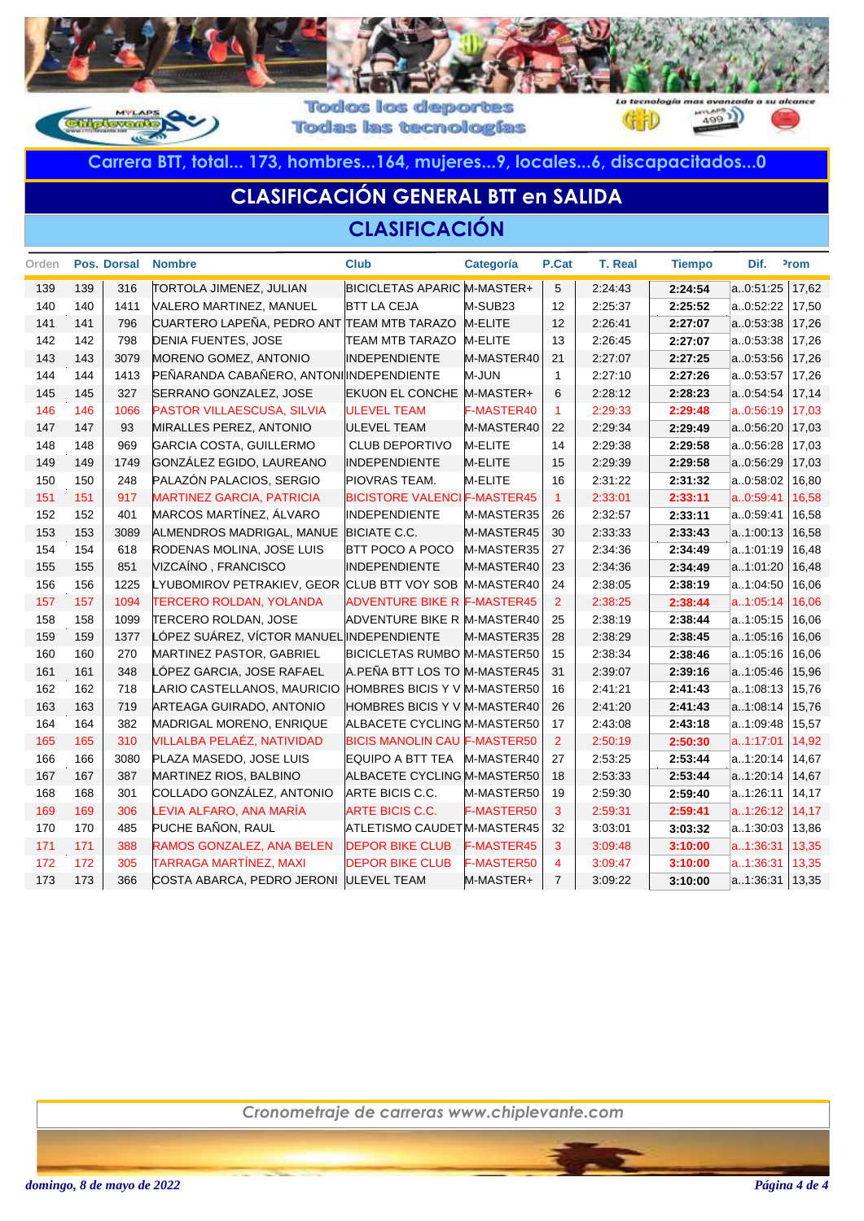Todos los deportes
Todas las tecnologías

La tecnología mas avanzada a su alcance

## Carrera BTT, total... 173, hombres...164, mujeres...9, locales...6, discapacitados...0

# CLASIFICACIÓN GENERAL BTT en SALIDA

## CLASIFICACIÓN

| Orden | Pos. | Dorsal | Nombre | Club | Categoría | P.Cat | T. Real | Tiempo | Dif. | Prom |
|---|---|---|---|---|---|---|---|---|---|---|
| 139 | 139 | 316 | TORTOLA JIMENEZ, JULIAN | BICICLETAS APARIC | M-MASTER+ | 5 | 2:24:43 | **2:24:54** | a..0:51:25 | 17,62 |
| 140 | 140 | 1411 | VALERO MARTINEZ, MANUEL | BTT LA CEJA | M-SUB23 | 12 | 2:25:37 | **2:25:52** | a..0:52:22 | 17,50 |
| 141 | 141 | 796 | CUARTERO LAPEÑA, PEDRO ANT | TEAM MTB TARAZO | M-ELITE | 12 | 2:26:41 | **2:27:07** | a..0:53:38 | 17,26 |
| 142 | 142 | 798 | DENIA FUENTES, JOSE | TEAM MTB TARAZO | M-ELITE | 13 | 2:26:45 | **2:27:07** | a..0:53:38 | 17,26 |
| 143 | 143 | 3079 | MORENO GOMEZ, ANTONIO | INDEPENDIENTE | M-MASTER40 | 21 | 2:27:07 | **2:27:25** | a..0:53:56 | 17,26 |
| 144 | 144 | 1413 | PEÑARANDA CABAÑERO, ANTONI | INDEPENDIENTE | M-JUN | 1 | 2:27:10 | **2:27:26** | a..0:53:57 | 17,26 |
| 145 | 145 | 327 | SERRANO GONZALEZ, JOSE | EKUON EL CONCHE | M-MASTER+ | 6 | 2:28:12 | **2:28:23** | a..0:54:54 | 17,14 |
| 146 | 146 | 1066 | PASTOR VILLAESCUSA, SILVIA | ULEVEL TEAM | F-MASTER40 | 1 | 2:29:33 | **2:29:48** | a..0:56:19 | 17,03 |
| 147 | 147 | 93 | MIRALLES PEREZ, ANTONIO | ULEVEL TEAM | M-MASTER40 | 22 | 2:29:34 | **2:29:49** | a..0:56:20 | 17,03 |
| 148 | 148 | 969 | GARCIA COSTA, GUILLERMO | CLUB DEPORTIVO | M-ELITE | 14 | 2:29:38 | **2:29:58** | a..0:56:28 | 17,03 |
| 149 | 149 | 1749 | GONZÁLEZ EGIDO, LAUREANO | INDEPENDIENTE | M-ELITE | 15 | 2:29:39 | **2:29:58** | a..0:56:29 | 17,03 |
| 150 | 150 | 248 | PALAZÓN PALACIOS, SERGIO | PIOVRAS TEAM. | M-ELITE | 16 | 2:31:22 | **2:31:32** | a..0:58:02 | 16,80 |
| 151 | 151 | 917 | MARTINEZ GARCIA, PATRICIA | BICISTORE VALENCI | F-MASTER45 | 1 | 2:33:01 | **2:33:11** | a..0:59:41 | 16,58 |
| 152 | 152 | 401 | MARCOS MARTÍNEZ, ÁLVARO | INDEPENDIENTE | M-MASTER35 | 26 | 2:32:57 | **2:33:11** | a..0:59:41 | 16,58 |
| 153 | 153 | 3089 | ALMENDROS MADRIGAL, MANUE | BICIATE C.C. | M-MASTER45 | 30 | 2:33:33 | **2:33:43** | a..1:00:13 | 16,58 |
| 154 | 154 | 618 | RODENAS MOLINA, JOSE LUIS | BTT POCO A POCO | M-MASTER35 | 27 | 2:34:36 | **2:34:49** | a..1:01:19 | 16,48 |
| 155 | 155 | 851 | VIZCAÍNO , FRANCISCO | INDEPENDIENTE | M-MASTER40 | 23 | 2:34:36 | **2:34:49** | a..1:01:20 | 16,48 |
| 156 | 156 | 1225 | LYUBOMIROV PETRAKIEV, GEOR | CLUB BTT VOY SOB | M-MASTER40 | 24 | 2:38:05 | **2:38:19** | a..1:04:50 | 16,06 |
| 157 | 157 | 1094 | TERCERO ROLDAN, YOLANDA | ADVENTURE BIKE R | F-MASTER45 | 2 | 2:38:25 | **2:38:44** | a..1:05:14 | 16,06 |
| 158 | 158 | 1099 | TERCERO ROLDAN, JOSE | ADVENTURE BIKE R | M-MASTER40 | 25 | 2:38:19 | **2:38:44** | a..1:05:15 | 16,06 |
| 159 | 159 | 1377 | LÓPEZ SUÁREZ, VÍCTOR MANUEL | INDEPENDIENTE | M-MASTER35 | 28 | 2:38:29 | **2:38:45** | a..1:05:16 | 16,06 |
| 160 | 160 | 270 | MARTINEZ PASTOR, GABRIEL | BICICLETAS RUMBO | M-MASTER50 | 15 | 2:38:34 | **2:38:46** | a..1:05:16 | 16,06 |
| 161 | 161 | 348 | LÓPEZ GARCIA, JOSE RAFAEL | A.PEÑA BTT LOS TO | M-MASTER45 | 31 | 2:39:07 | **2:39:16** | a..1:05:46 | 15,96 |
| 162 | 162 | 718 | LARIO CASTELLANOS, MAURICIO | HOMBRES BICIS Y V | M-MASTER50 | 16 | 2:41:21 | **2:41:43** | a..1:08:13 | 15,76 |
| 163 | 163 | 719 | ARTEAGA GUIRADO, ANTONIO | HOMBRES BICIS Y V | M-MASTER40 | 26 | 2:41:20 | **2:41:43** | a..1:08:14 | 15,76 |
| 164 | 164 | 382 | MADRIGAL MORENO, ENRIQUE | ALBACETE CYCLING | M-MASTER50 | 17 | 2:43:08 | **2:43:18** | a..1:09:48 | 15,57 |
| 165 | 165 | 310 | VILLALBA PELAÉZ, NATIVIDAD | BICIS MANOLIN CAU | F-MASTER50 | 2 | 2:50:19 | **2:50:30** | a..1:17:01 | 14,92 |
| 166 | 166 | 3080 | PLAZA MASEDO, JOSE LUIS | EQUIPO A BTT TEA | M-MASTER40 | 27 | 2:53:25 | **2:53:44** | a..1:20:14 | 14,67 |
| 167 | 167 | 387 | MARTINEZ RIOS, BALBINO | ALBACETE CYCLING | M-MASTER50 | 18 | 2:53:33 | **2:53:44** | a..1:20:14 | 14,67 |
| 168 | 168 | 301 | COLLADO GONZÁLEZ, ANTONIO | ARTE BICIS C.C. | M-MASTER50 | 19 | 2:59:30 | **2:59:40** | a..1:26:11 | 14,17 |
| 169 | 169 | 306 | LEVIA ALFARO, ANA MARÍA | ARTE BICIS C.C. | F-MASTER50 | 3 | 2:59:31 | **2:59:41** | a..1:26:12 | 14,17 |
| 170 | 170 | 485 | PUCHE BAÑON, RAUL | ATLETISMO CAUDET | M-MASTER45 | 32 | 3:03:01 | **3:03:32** | a..1:30:03 | 13,86 |
| 171 | 171 | 388 | RAMOS GONZALEZ, ANA BELEN | DEPOR BIKE CLUB | F-MASTER45 | 3 | 3:09:48 | **3:10:00** | a..1:36:31 | 13,35 |
| 172 | 172 | 305 | TARRAGA MARTÍNEZ, MAXI | DEPOR BIKE CLUB | F-MASTER50 | 4 | 3:09:47 | **3:10:00** | a..1:36:31 | 13,35 |
| 173 | 173 | 366 | COSTA ABARCA, PEDRO JERONI | ULEVEL TEAM | M-MASTER+ | 7 | 3:09:22 | **3:10:00** | a..1:36:31 | 13,35 |

*Cronometraje de carreras www.chiplevante.com*

*domingo, 8 de mayo de 2022*